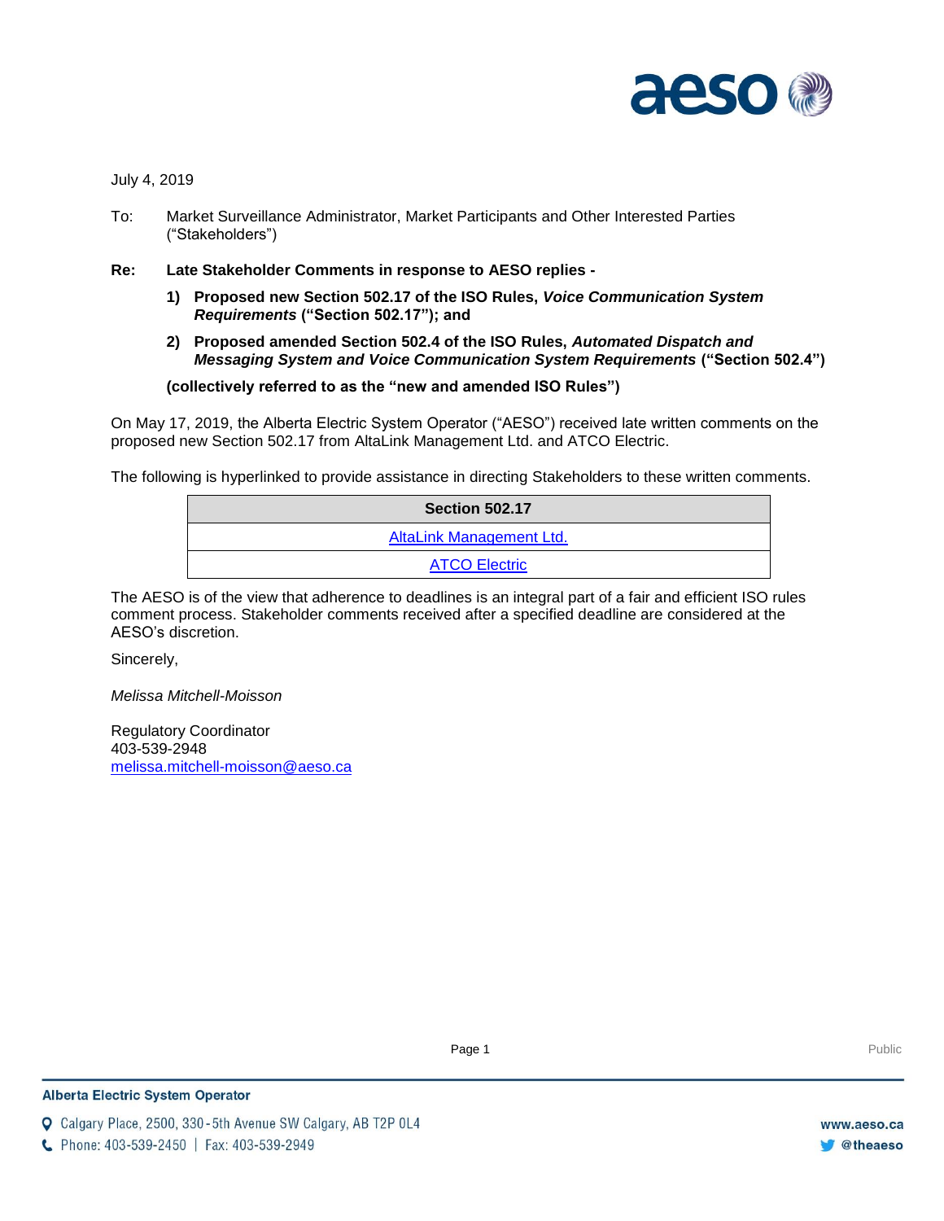July 4, 2019

To: Market Surveillance Administrator, Market Participants and Other Interested Parties (“Stakeholders”)

**Re: Late Stakeholder Comments in response to AESO replies -**

1) **Proposed new Section 502.17 of the ISO Rules, *Voice Communication System Requirements* (“Section 502.17”); and**
2) **Proposed amended Section 502.4 of the ISO Rules, *Automated Dispatch and Messaging System and Voice Communication System Requirements* (“Section 502.4”)**

**(collectively referred to as the “new and amended ISO Rules”)**

On May 17, 2019, the Alberta Electric System Operator (“AESO”) received late written comments on the proposed new Section 502.17 from AltaLink Management Ltd. and ATCO Electric.

The following is hyperlinked to provide assistance in directing Stakeholders to these written comments.

| Section 502.17 |
| --- |
| AltaLink Management Ltd. |
| ATCO Electric |

The AESO is of the view that adherence to deadlines is an integral part of a fair and efficient ISO rules comment process. Stakeholder comments received after a specified deadline are considered at the AESO’s discretion.

Sincerely,

*Melissa Mitchell-Moisson*

Regulatory Coordinator
403-539-2948
melissa.mitchell-moisson@aeso.ca

Alberta Electric System Operator

Calgary Place, 2500, 330-5th Avenue SW Calgary, AB T2P 0L4
Phone: 403-539-2450 | Fax: 403-539-2949

www.aeso.ca
@theaeso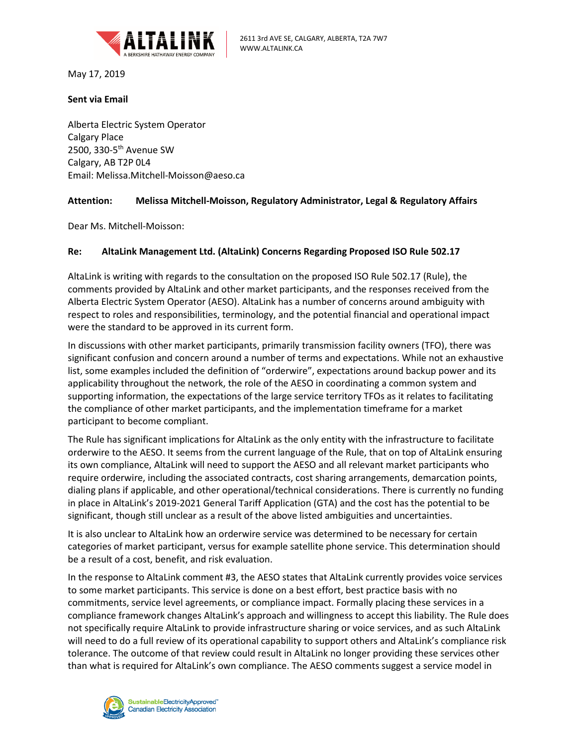May 17, 2019

**Sent via Email**

Alberta Electric System Operator
Calgary Place
2500, 330-5th Avenue SW
Calgary, AB T2P 0L4
Email: Melissa.Mitchell-Moisson@aeso.ca

**Attention: Melissa Mitchell-Moisson, Regulatory Administrator, Legal & Regulatory Affairs**

Dear Ms. Mitchell-Moisson:

**Re: AltaLink Management Ltd. (AltaLink) Concerns Regarding Proposed ISO Rule 502.17**

AltaLink is writing with regards to the consultation on the proposed ISO Rule 502.17 (Rule), the comments provided by AltaLink and other market participants, and the responses received from the Alberta Electric System Operator (AESO). AltaLink has a number of concerns around ambiguity with respect to roles and responsibilities, terminology, and the potential financial and operational impact were the standard to be approved in its current form.

In discussions with other market participants, primarily transmission facility owners (TFO), there was significant confusion and concern around a number of terms and expectations. While not an exhaustive list, some examples included the definition of "orderwire", expectations around backup power and its applicability throughout the network, the role of the AESO in coordinating a common system and supporting information, the expectations of the large service territory TFOs as it relates to facilitating the compliance of other market participants, and the implementation timeframe for a market participant to become compliant.

The Rule has significant implications for AltaLink as the only entity with the infrastructure to facilitate orderwire to the AESO. It seems from the current language of the Rule, that on top of AltaLink ensuring its own compliance, AltaLink will need to support the AESO and all relevant market participants who require orderwire, including the associated contracts, cost sharing arrangements, demarcation points, dialing plans if applicable, and other operational/technical considerations. There is currently no funding in place in AltaLink's 2019-2021 General Tariff Application (GTA) and the cost has the potential to be significant, though still unclear as a result of the above listed ambiguities and uncertainties.

It is also unclear to AltaLink how an orderwire service was determined to be necessary for certain categories of market participant, versus for example satellite phone service. This determination should be a result of a cost, benefit, and risk evaluation.

In the response to AltaLink comment #3, the AESO states that AltaLink currently provides voice services to some market participants. This service is done on a best effort, best practice basis with no commitments, service level agreements, or compliance impact. Formally placing these services in a compliance framework changes AltaLink's approach and willingness to accept this liability. The Rule does not specifically require AltaLink to provide infrastructure sharing or voice services, and as such AltaLink will need to do a full review of its operational capability to support others and AltaLink's compliance risk tolerance. The outcome of that review could result in AltaLink no longer providing these services other than what is required for AltaLink's own compliance. The AESO comments suggest a service model in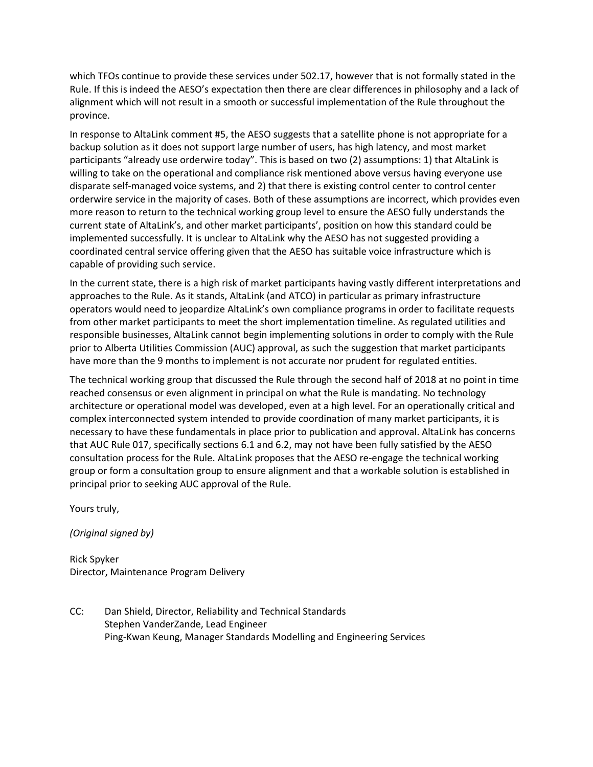which TFOs continue to provide these services under 502.17, however that is not formally stated in the Rule. If this is indeed the AESO's expectation then there are clear differences in philosophy and a lack of alignment which will not result in a smooth or successful implementation of the Rule throughout the province.

In response to AltaLink comment #5, the AESO suggests that a satellite phone is not appropriate for a backup solution as it does not support large number of users, has high latency, and most market participants "already use orderwire today". This is based on two (2) assumptions: 1) that AltaLink is willing to take on the operational and compliance risk mentioned above versus having everyone use disparate self-managed voice systems, and 2) that there is existing control center to control center orderwire service in the majority of cases. Both of these assumptions are incorrect, which provides even more reason to return to the technical working group level to ensure the AESO fully understands the current state of AltaLink's, and other market participants', position on how this standard could be implemented successfully. It is unclear to AltaLink why the AESO has not suggested providing a coordinated central service offering given that the AESO has suitable voice infrastructure which is capable of providing such service.

In the current state, there is a high risk of market participants having vastly different interpretations and approaches to the Rule. As it stands, AltaLink (and ATCO) in particular as primary infrastructure operators would need to jeopardize AltaLink's own compliance programs in order to facilitate requests from other market participants to meet the short implementation timeline. As regulated utilities and responsible businesses, AltaLink cannot begin implementing solutions in order to comply with the Rule prior to Alberta Utilities Commission (AUC) approval, as such the suggestion that market participants have more than the 9 months to implement is not accurate nor prudent for regulated entities.

The technical working group that discussed the Rule through the second half of 2018 at no point in time reached consensus or even alignment in principal on what the Rule is mandating. No technology architecture or operational model was developed, even at a high level. For an operationally critical and complex interconnected system intended to provide coordination of many market participants, it is necessary to have these fundamentals in place prior to publication and approval. AltaLink has concerns that AUC Rule 017, specifically sections 6.1 and 6.2, may not have been fully satisfied by the AESO consultation process for the Rule. AltaLink proposes that the AESO re-engage the technical working group or form a consultation group to ensure alignment and that a workable solution is established in principal prior to seeking AUC approval of the Rule.

Yours truly,

*(Original signed by)*

Rick Spyker
Director, Maintenance Program Delivery

CC: Dan Shield, Director, Reliability and Technical Standards
Stephen VanderZande, Lead Engineer
Ping-Kwan Keung, Manager Standards Modelling and Engineering Services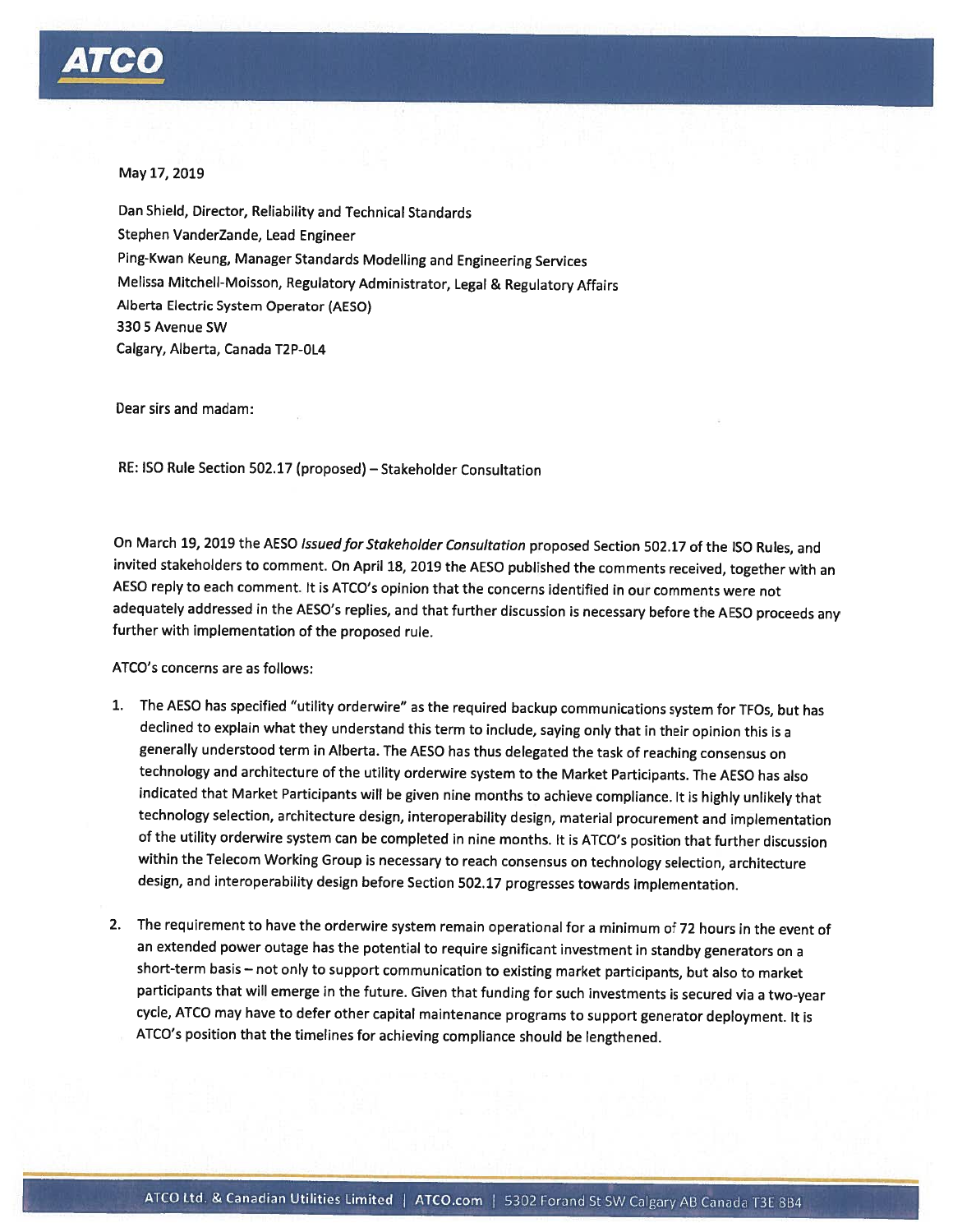May 17, 2019

Dan Shield, Director, Reliability and Technical Standards
Stephen VanderZande, Lead Engineer
Ping-Kwan Keung, Manager Standards Modelling and Engineering Services
Melissa Mitchell-Moisson, Regulatory Administrator, Legal & Regulatory Affairs
Alberta Electric System Operator (AESO)
330 5 Avenue SW
Calgary, Alberta, Canada T2P-0L4

Dear sirs and madam:

RE: ISO Rule Section 502.17 (proposed) – Stakeholder Consultation

On March 19, 2019 the AESO *Issued for Stakeholder Consultation* proposed Section 502.17 of the ISO Rules, and invited stakeholders to comment. On April 18, 2019 the AESO published the comments received, together with an AESO reply to each comment. It is ATCO's opinion that the concerns identified in our comments were not adequately addressed in the AESO's replies, and that further discussion is necessary before the AESO proceeds any further with implementation of the proposed rule.

ATCO's concerns are as follows:

1. The AESO has specified "utility orderwire" as the required backup communications system for TFOs, but has declined to explain what they understand this term to include, saying only that in their opinion this is a generally understood term in Alberta. The AESO has thus delegated the task of reaching consensus on technology and architecture of the utility orderwire system to the Market Participants. The AESO has also indicated that Market Participants will be given nine months to achieve compliance. It is highly unlikely that technology selection, architecture design, interoperability design, material procurement and implementation of the utility orderwire system can be completed in nine months. It is ATCO's position that further discussion within the Telecom Working Group is necessary to reach consensus on technology selection, architecture design, and interoperability design before Section 502.17 progresses towards implementation.

2. The requirement to have the orderwire system remain operational for a minimum of 72 hours in the event of an extended power outage has the potential to require significant investment in standby generators on a short-term basis – not only to support communication to existing market participants, but also to market participants that will emerge in the future. Given that funding for such investments is secured via a two-year cycle, ATCO may have to defer other capital maintenance programs to support generator deployment. It is ATCO's position that the timelines for achieving compliance should be lengthened.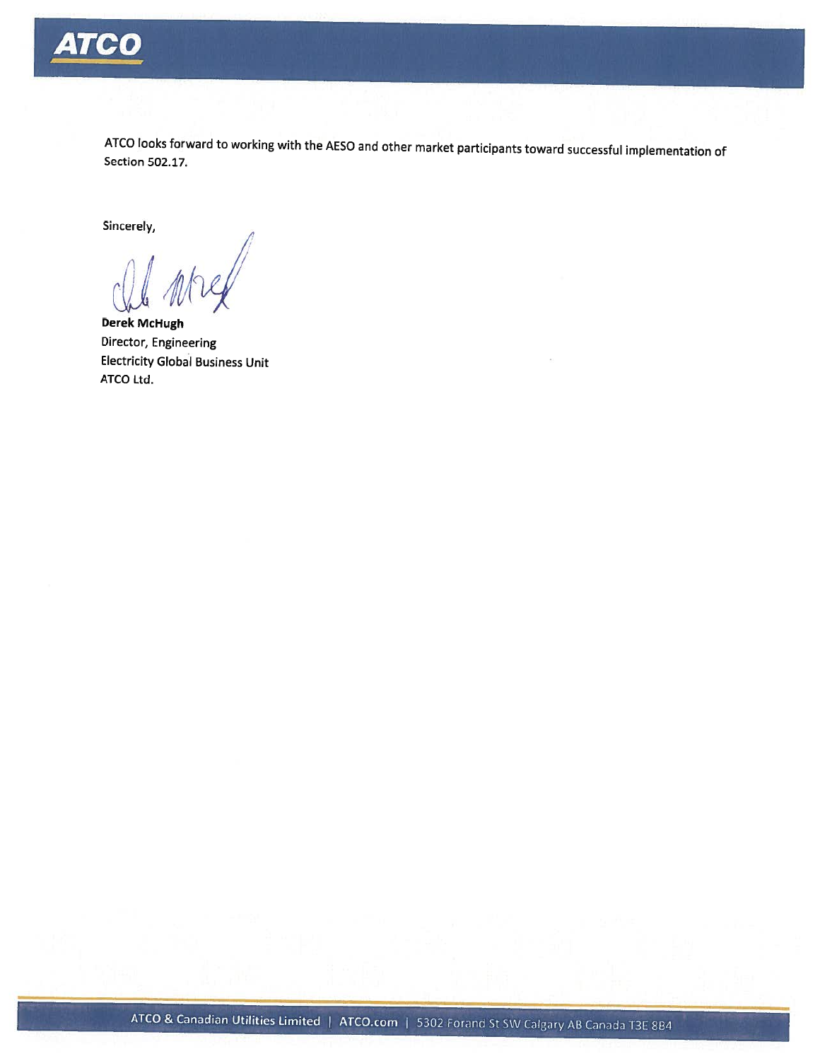ATCO looks forward to working with the AESO and other market participants toward successful implementation of Section 502.17.

Sincerely,

**Derek McHugh**
Director, Engineering
Electricity Global Business Unit
ATCO Ltd.